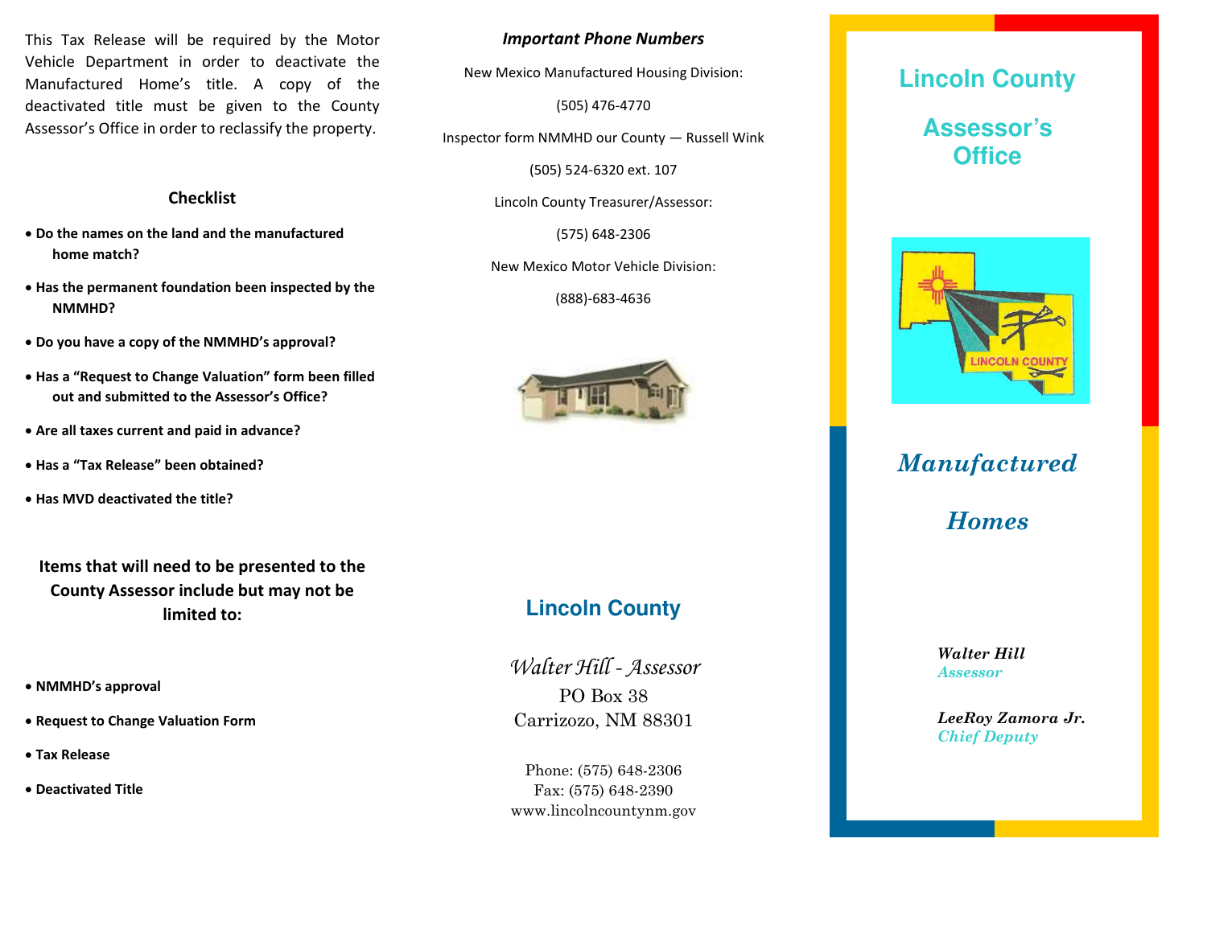This Tax Release will be required by the Motor Vehicle Department in order to deactivate the Manufactured Home's title. A copy of the deactivated title must be given to the County Assessor's Office in order to reclassify the property.

### Checklist

- **Do the names on the land and the manufactured home match?**
- **Has the permanent foundation been inspected by the NMMHD?**
- **Do you have a copy of the NMMHD's approval?**
- **Has a "Request to Change Valuation" form been filled out and submitted to the Assessor's Office?**
- **Are all taxes current and paid in advance?**
- **Has a "Tax Release" been obtained?**
- **Has MVD deactivated the title?**

### Items that will need to be presented to the County Assessor include but may not be limited to:

- **NMMHD's approval**
- **Request to Change Valuation Form**
- **Tax Release**
- **Deactivated Title**

***Important Phone Numbers***

New Mexico Manufactured Housing Division:

(505) 476-4770

Inspector form NMMHD our County — Russell Wink

(505) 524-6320 ext. 107

Lincoln County Treasurer/Assessor:

(575) 648-2306

New Mexico Motor Vehicle Division:

(888)-683-4636

## Lincoln County

*Walter Hill - Assessor*

PO Box 38
Carrizozo, NM 88301

Phone: (575) 648-2306
Fax: (575) 648-2390
www.lincolncountynm.gov

# Lincoln County

# Assessor's Office

# *Manufactured Homes*

***Walter Hill***
*Assessor*

***LeeRoy Zamora Jr.***
*Chief Deputy*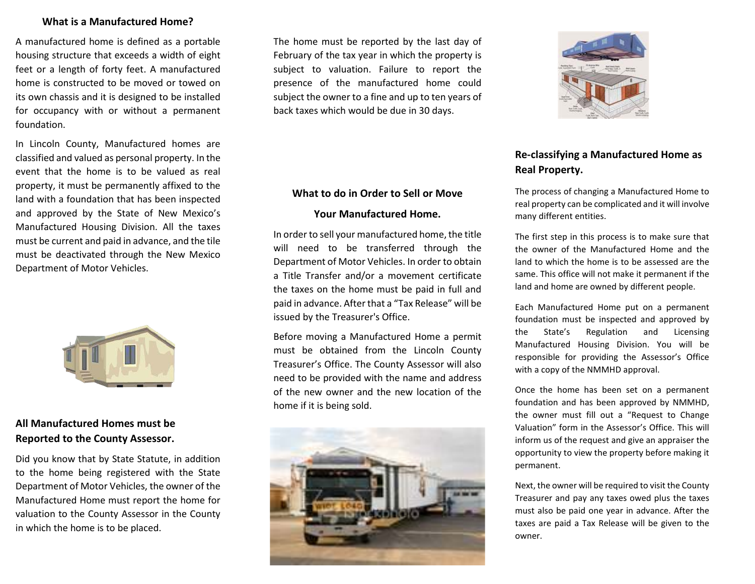## What is a Manufactured Home?

A manufactured home is defined as a portable housing structure that exceeds a width of eight feet or a length of forty feet. A manufactured home is constructed to be moved or towed on its own chassis and it is designed to be installed for occupancy with or without a permanent foundation.

In Lincoln County, Manufactured homes are classified and valued as personal property. In the event that the home is to be valued as real property, it must be permanently affixed to the land with a foundation that has been inspected and approved by the State of New Mexico's Manufactured Housing Division. All the taxes must be current and paid in advance, and the tile must be deactivated through the New Mexico Department of Motor Vehicles.

## All Manufactured Homes must be Reported to the County Assessor.

Did you know that by State Statute, in addition to the home being registered with the State Department of Motor Vehicles, the owner of the Manufactured Home must report the home for valuation to the County Assessor in the County in which the home is to be placed.

The home must be reported by the last day of February of the tax year in which the property is subject to valuation. Failure to report the presence of the manufactured home could subject the owner to a fine and up to ten years of back taxes which would be due in 30 days.

## What to do in Order to Sell or Move Your Manufactured Home.

In order to sell your manufactured home, the title will need to be transferred through the Department of Motor Vehicles. In order to obtain a Title Transfer and/or a movement certificate the taxes on the home must be paid in full and paid in advance. After that a "Tax Release" will be issued by the Treasurer's Office.

Before moving a Manufactured Home a permit must be obtained from the Lincoln County Treasurer's Office. The County Assessor will also need to be provided with the name and address of the new owner and the new location of the home if it is being sold.

## Re-classifying a Manufactured Home as Real Property.

The process of changing a Manufactured Home to real property can be complicated and it will involve many different entities.

The first step in this process is to make sure that the owner of the Manufactured Home and the land to which the home is to be assessed are the same. This office will not make it permanent if the land and home are owned by different people.

Each Manufactured Home put on a permanent foundation must be inspected and approved by the State's Regulation and Licensing Manufactured Housing Division. You will be responsible for providing the Assessor's Office with a copy of the NMMHD approval.

Once the home has been set on a permanent foundation and has been approved by NMMHD, the owner must fill out a "Request to Change Valuation" form in the Assessor's Office. This will inform us of the request and give an appraiser the opportunity to view the property before making it permanent.

Next, the owner will be required to visit the County Treasurer and pay any taxes owed plus the taxes must also be paid one year in advance. After the taxes are paid a Tax Release will be given to the owner.